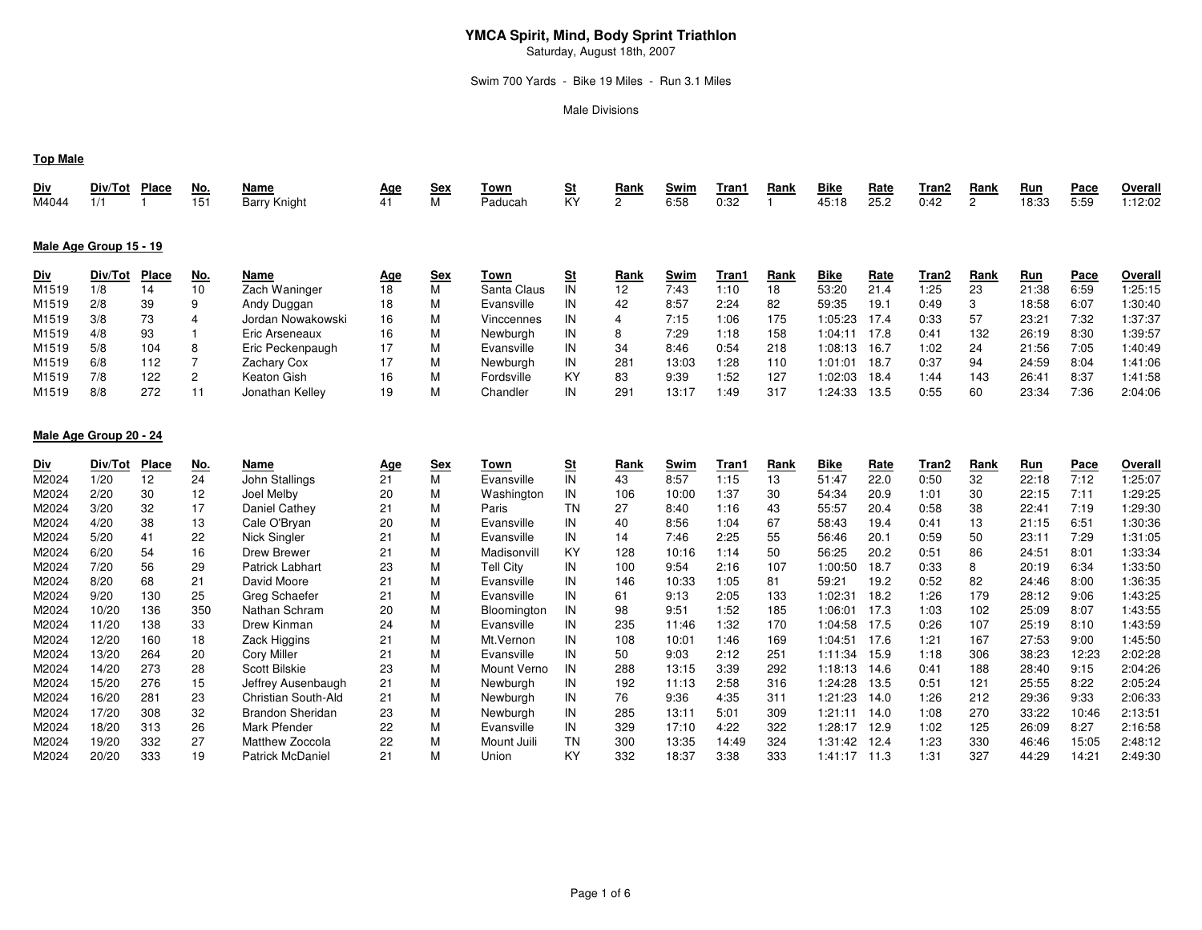# YMCA Spirit, Mind, Body Sprint Triathlon

Saturday, August 18th, 2007

Swim 700 Yards - Bike 19 Miles - Run 3.1 Miles

Male Divisions

## Top Male

| Div | Div/Tot | Place | No. | Name | Age | Sex | Town | St | Rank | Swim | Tran1 | Rank | Bike | Rate | Tran2 | Rank | Run | Pace | Overall |
|---|---|---|---|---|---|---|---|---|---|---|---|---|---|---|---|---|---|---|---|
| M4044 | 1/1 | 1 | 151 | Barry Knight | 41 | M | Paducah | KY | 2 | 6:58 | 0:32 | 1 | 45:18 | 25.2 | 0:42 | 2 | 18:33 | 5:59 | 1:12:02 |

## Male Age Group 15 - 19

| Div | Div/Tot | Place | No. | Name | Age | Sex | Town | St | Rank | Swim | Tran1 | Rank | Bike | Rate | Tran2 | Rank | Run | Pace | Overall |
|---|---|---|---|---|---|---|---|---|---|---|---|---|---|---|---|---|---|---|---|
| M1519 | 1/8 | 14 | 10 | Zach Waninger | 18 | M | Santa Claus | IN | 12 | 7:43 | 1:10 | 18 | 53:20 | 21.4 | 1:25 | 23 | 21:38 | 6:59 | 1:25:15 |
| M1519 | 2/8 | 39 | 9 | Andy Duggan | 18 | M | Evansville | IN | 42 | 8:57 | 2:24 | 82 | 59:35 | 19.1 | 0:49 | 3 | 18:58 | 6:07 | 1:30:40 |
| M1519 | 3/8 | 73 | 4 | Jordan Nowakowski | 16 | M | Vinccennes | IN | 4 | 7:15 | 1:06 | 175 | 1:05:23 | 17.4 | 0:33 | 57 | 23:21 | 7:32 | 1:37:37 |
| M1519 | 4/8 | 93 | 1 | Eric Arseneaux | 16 | M | Newburgh | IN | 8 | 7:29 | 1:18 | 158 | 1:04:11 | 17.8 | 0:41 | 132 | 26:19 | 8:30 | 1:39:57 |
| M1519 | 5/8 | 104 | 8 | Eric Peckenpaugh | 17 | M | Evansville | IN | 34 | 8:46 | 0:54 | 218 | 1:08:13 | 16.7 | 1:02 | 24 | 21:56 | 7:05 | 1:40:49 |
| M1519 | 6/8 | 112 | 7 | Zachary Cox | 17 | M | Newburgh | IN | 281 | 13:03 | 1:28 | 110 | 1:01:01 | 18.7 | 0:37 | 94 | 24:59 | 8:04 | 1:41:06 |
| M1519 | 7/8 | 122 | 2 | Keaton Gish | 16 | M | Fordsville | KY | 83 | 9:39 | 1:52 | 127 | 1:02:03 | 18.4 | 1:44 | 143 | 26:41 | 8:37 | 1:41:58 |
| M1519 | 8/8 | 272 | 11 | Jonathan Kelley | 19 | M | Chandler | IN | 291 | 13:17 | 1:49 | 317 | 1:24:33 | 13.5 | 0:55 | 60 | 23:34 | 7:36 | 2:04:06 |

## Male Age Group 20 - 24

| Div | Div/Tot | Place | No. | Name | Age | Sex | Town | St | Rank | Swim | Tran1 | Rank | Bike | Rate | Tran2 | Rank | Run | Pace | Overall |
|---|---|---|---|---|---|---|---|---|---|---|---|---|---|---|---|---|---|---|---|
| M2024 | 1/20 | 12 | 24 | John Stallings | 21 | M | Evansville | IN | 43 | 8:57 | 1:15 | 13 | 51:47 | 22.0 | 0:50 | 32 | 22:18 | 7:12 | 1:25:07 |
| M2024 | 2/20 | 30 | 12 | Joel Melby | 20 | M | Washington | IN | 106 | 10:00 | 1:37 | 30 | 54:34 | 20.9 | 1:01 | 30 | 22:15 | 7:11 | 1:29:25 |
| M2024 | 3/20 | 32 | 17 | Daniel Cathey | 21 | M | Paris | TN | 27 | 8:40 | 1:16 | 43 | 55:57 | 20.4 | 0:58 | 38 | 22:41 | 7:19 | 1:29:30 |
| M2024 | 4/20 | 38 | 13 | Cale O'Bryan | 20 | M | Evansville | IN | 40 | 8:56 | 1:04 | 67 | 58:43 | 19.4 | 0:41 | 13 | 21:15 | 6:51 | 1:30:36 |
| M2024 | 5/20 | 41 | 22 | Nick Singler | 21 | M | Evansville | IN | 14 | 7:46 | 2:25 | 55 | 56:46 | 20.1 | 0:59 | 50 | 23:11 | 7:29 | 1:31:05 |
| M2024 | 6/20 | 54 | 16 | Drew Brewer | 21 | M | Madisonvill | KY | 128 | 10:16 | 1:14 | 50 | 56:25 | 20.2 | 0:51 | 86 | 24:51 | 8:01 | 1:33:34 |
| M2024 | 7/20 | 56 | 29 | Patrick Labhart | 23 | M | Tell City | IN | 100 | 9:54 | 2:16 | 107 | 1:00:50 | 18.7 | 0:33 | 8 | 20:19 | 6:34 | 1:33:50 |
| M2024 | 8/20 | 68 | 21 | David Moore | 21 | M | Evansville | IN | 146 | 10:33 | 1:05 | 81 | 59:21 | 19.2 | 0:52 | 82 | 24:46 | 8:00 | 1:36:35 |
| M2024 | 9/20 | 130 | 25 | Greg Schaefer | 21 | M | Evansville | IN | 61 | 9:13 | 2:05 | 133 | 1:02:31 | 18.2 | 1:26 | 179 | 28:12 | 9:06 | 1:43:25 |
| M2024 | 10/20 | 136 | 350 | Nathan Schram | 20 | M | Bloomington | IN | 98 | 9:51 | 1:52 | 185 | 1:06:01 | 17.3 | 1:03 | 102 | 25:09 | 8:07 | 1:43:55 |
| M2024 | 11/20 | 138 | 33 | Drew Kinman | 24 | M | Evansville | IN | 235 | 11:46 | 1:32 | 170 | 1:04:58 | 17.5 | 0:26 | 107 | 25:19 | 8:10 | 1:43:59 |
| M2024 | 12/20 | 160 | 18 | Zack Higgins | 21 | M | Mt.Vernon | IN | 108 | 10:01 | 1:46 | 169 | 1:04:51 | 17.6 | 1:21 | 167 | 27:53 | 9:00 | 1:45:50 |
| M2024 | 13/20 | 264 | 20 | Cory Miller | 21 | M | Evansville | IN | 50 | 9:03 | 2:12 | 251 | 1:11:34 | 15.9 | 1:18 | 306 | 38:23 | 12:23 | 2:02:28 |
| M2024 | 14/20 | 273 | 28 | Scott Bilskie | 23 | M | Mount Verno | IN | 288 | 13:15 | 3:39 | 292 | 1:18:13 | 14.6 | 0:41 | 188 | 28:40 | 9:15 | 2:04:26 |
| M2024 | 15/20 | 276 | 15 | Jeffrey Ausenbaugh | 21 | M | Newburgh | IN | 192 | 11:13 | 2:58 | 316 | 1:24:28 | 13.5 | 0:51 | 121 | 25:55 | 8:22 | 2:05:24 |
| M2024 | 16/20 | 281 | 23 | Christian South-Ald | 21 | M | Newburgh | IN | 76 | 9:36 | 4:35 | 311 | 1:21:23 | 14.0 | 1:26 | 212 | 29:36 | 9:33 | 2:06:33 |
| M2024 | 17/20 | 308 | 32 | Brandon Sheridan | 23 | M | Newburgh | IN | 285 | 13:11 | 5:01 | 309 | 1:21:11 | 14.0 | 1:08 | 270 | 33:22 | 10:46 | 2:13:51 |
| M2024 | 18/20 | 313 | 26 | Mark Pfender | 22 | M | Evansville | IN | 329 | 17:10 | 4:22 | 322 | 1:28:17 | 12.9 | 1:02 | 125 | 26:09 | 8:27 | 2:16:58 |
| M2024 | 19/20 | 332 | 27 | Matthew Zoccola | 22 | M | Mount Juili | TN | 300 | 13:35 | 14:49 | 324 | 1:31:42 | 12.4 | 1:23 | 330 | 46:46 | 15:05 | 2:48:12 |
| M2024 | 20/20 | 333 | 19 | Patrick McDaniel | 21 | M | Union | KY | 332 | 18:37 | 3:38 | 333 | 1:41:17 | 11.3 | 1:31 | 327 | 44:29 | 14:21 | 2:49:30 |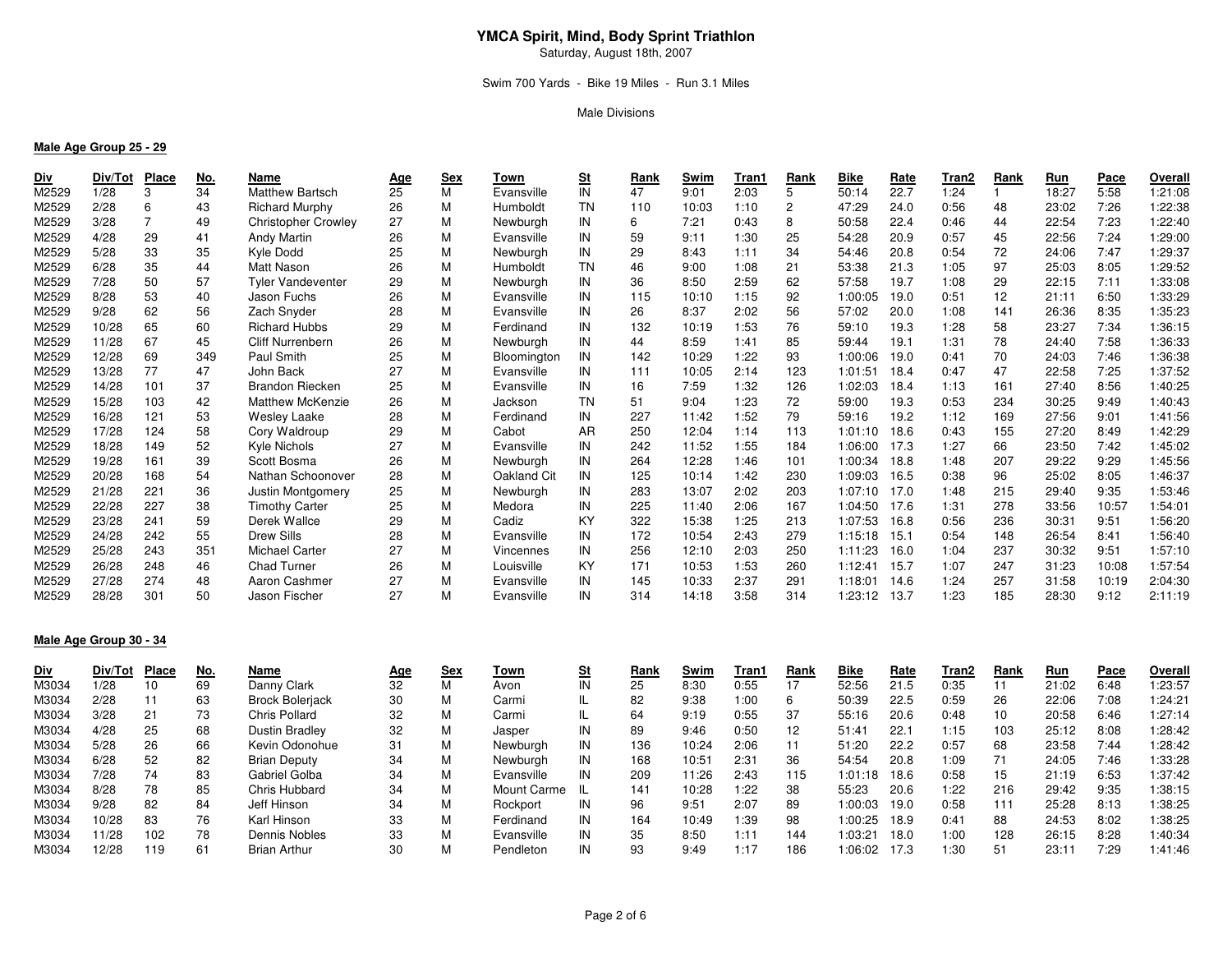# YMCA Spirit, Mind, Body Sprint Triathlon

Saturday, August 18th, 2007

Swim 700 Yards - Bike 19 Miles - Run 3.1 Miles

Male Divisions

**Male Age Group 25 - 29**

| Div | Div/Tot | Place | No. | Name | Age | Sex | Town | St | Rank | Swim | Tran1 | Rank | Bike | Rate | Tran2 | Rank | Run | Pace | Overall |
|---|---|---|---|---|---|---|---|---|---|---|---|---|---|---|---|---|---|---|---|
| M2529 | 1/28 | 3 | 34 | Matthew Bartsch | 25 | M | Evansville | IN | 47 | 9:01 | 2:03 | 5 | 50:14 | 22.7 | 1:24 | 1 | 18:27 | 5:58 | 1:21:08 |
| M2529 | 2/28 | 6 | 43 | Richard Murphy | 26 | M | Humboldt | TN | 110 | 10:03 | 1:10 | 2 | 47:29 | 24.0 | 0:56 | 48 | 23:02 | 7:26 | 1:22:38 |
| M2529 | 3/28 | 7 | 49 | Christopher Crowley | 27 | M | Newburgh | IN | 6 | 7:21 | 0:43 | 8 | 50:58 | 22.4 | 0:46 | 44 | 22:54 | 7:23 | 1:22:40 |
| M2529 | 4/28 | 29 | 41 | Andy Martin | 26 | M | Evansville | IN | 59 | 9:11 | 1:30 | 25 | 54:28 | 20.9 | 0:57 | 45 | 22:56 | 7:24 | 1:29:00 |
| M2529 | 5/28 | 33 | 35 | Kyle Dodd | 25 | M | Newburgh | IN | 29 | 8:43 | 1:11 | 34 | 54:46 | 20.8 | 0:54 | 72 | 24:06 | 7:47 | 1:29:37 |
| M2529 | 6/28 | 35 | 44 | Matt Nason | 26 | M | Humboldt | TN | 46 | 9:00 | 1:08 | 21 | 53:38 | 21.3 | 1:05 | 97 | 25:03 | 8:05 | 1:29:52 |
| M2529 | 7/28 | 50 | 57 | Tyler Vandeventer | 29 | M | Newburgh | IN | 36 | 8:50 | 2:59 | 62 | 57:58 | 19.7 | 1:08 | 29 | 22:15 | 7:11 | 1:33:08 |
| M2529 | 8/28 | 53 | 40 | Jason Fuchs | 26 | M | Evansville | IN | 115 | 10:10 | 1:15 | 92 | 1:00:05 | 19.0 | 0:51 | 12 | 21:11 | 6:50 | 1:33:29 |
| M2529 | 9/28 | 62 | 56 | Zach Snyder | 28 | M | Evansville | IN | 26 | 8:37 | 2:02 | 56 | 57:02 | 20.0 | 1:08 | 141 | 26:36 | 8:35 | 1:35:23 |
| M2529 | 10/28 | 65 | 60 | Richard Hubbs | 29 | M | Ferdinand | IN | 132 | 10:19 | 1:53 | 76 | 59:10 | 19.3 | 1:28 | 58 | 23:27 | 7:34 | 1:36:15 |
| M2529 | 11/28 | 67 | 45 | Cliff Nurrenbern | 26 | M | Newburgh | IN | 44 | 8:59 | 1:41 | 85 | 59:44 | 19.1 | 1:31 | 78 | 24:40 | 7:58 | 1:36:33 |
| M2529 | 12/28 | 69 | 349 | Paul Smith | 25 | M | Bloomington | IN | 142 | 10:29 | 1:22 | 93 | 1:00:06 | 19.0 | 0:41 | 70 | 24:03 | 7:46 | 1:36:38 |
| M2529 | 13/28 | 77 | 47 | John Back | 27 | M | Evansville | IN | 111 | 10:05 | 2:14 | 123 | 1:01:51 | 18.4 | 0:47 | 47 | 22:58 | 7:25 | 1:37:52 |
| M2529 | 14/28 | 101 | 37 | Brandon Riecken | 25 | M | Evansville | IN | 16 | 7:59 | 1:32 | 126 | 1:02:03 | 18.4 | 1:13 | 161 | 27:40 | 8:56 | 1:40:25 |
| M2529 | 15/28 | 103 | 42 | Matthew McKenzie | 26 | M | Jackson | TN | 51 | 9:04 | 1:23 | 72 | 59:00 | 19.3 | 0:53 | 234 | 30:25 | 9:49 | 1:40:43 |
| M2529 | 16/28 | 121 | 53 | Wesley Laake | 28 | M | Ferdinand | IN | 227 | 11:42 | 1:52 | 79 | 59:16 | 19.2 | 1:12 | 169 | 27:56 | 9:01 | 1:41:56 |
| M2529 | 17/28 | 124 | 58 | Cory Waldroup | 29 | M | Cabot | AR | 250 | 12:04 | 1:14 | 113 | 1:01:10 | 18.6 | 0:43 | 155 | 27:20 | 8:49 | 1:42:29 |
| M2529 | 18/28 | 149 | 52 | Kyle Nichols | 27 | M | Evansville | IN | 242 | 11:52 | 1:55 | 184 | 1:06:00 | 17.3 | 1:27 | 66 | 23:50 | 7:42 | 1:45:02 |
| M2529 | 19/28 | 161 | 39 | Scott Bosma | 26 | M | Newburgh | IN | 264 | 12:28 | 1:46 | 101 | 1:00:34 | 18.8 | 1:48 | 207 | 29:22 | 9:29 | 1:45:56 |
| M2529 | 20/28 | 168 | 54 | Nathan Schoonover | 28 | M | Oakland Cit | IN | 125 | 10:14 | 1:42 | 230 | 1:09:03 | 16.5 | 0:38 | 96 | 25:02 | 8:05 | 1:46:37 |
| M2529 | 21/28 | 221 | 36 | Justin Montgomery | 25 | M | Newburgh | IN | 283 | 13:07 | 2:02 | 203 | 1:07:10 | 17.0 | 1:48 | 215 | 29:40 | 9:35 | 1:53:46 |
| M2529 | 22/28 | 227 | 38 | Timothy Carter | 25 | M | Medora | IN | 225 | 11:40 | 2:06 | 167 | 1:04:50 | 17.6 | 1:31 | 278 | 33:56 | 10:57 | 1:54:01 |
| M2529 | 23/28 | 241 | 59 | Derek Wallce | 29 | M | Cadiz | KY | 322 | 15:38 | 1:25 | 213 | 1:07:53 | 16.8 | 0:56 | 236 | 30:31 | 9:51 | 1:56:20 |
| M2529 | 24/28 | 242 | 55 | Drew Sills | 28 | M | Evansville | IN | 172 | 10:54 | 2:43 | 279 | 1:15:18 | 15.1 | 0:54 | 148 | 26:54 | 8:41 | 1:56:40 |
| M2529 | 25/28 | 243 | 351 | Michael Carter | 27 | M | Vincennes | IN | 256 | 12:10 | 2:03 | 250 | 1:11:23 | 16.0 | 1:04 | 237 | 30:32 | 9:51 | 1:57:10 |
| M2529 | 26/28 | 248 | 46 | Chad Turner | 26 | M | Louisville | KY | 171 | 10:53 | 1:53 | 260 | 1:12:41 | 15.7 | 1:07 | 247 | 31:23 | 10:08 | 1:57:54 |
| M2529 | 27/28 | 274 | 48 | Aaron Cashmer | 27 | M | Evansville | IN | 145 | 10:33 | 2:37 | 291 | 1:18:01 | 14.6 | 1:24 | 257 | 31:58 | 10:19 | 2:04:30 |
| M2529 | 28/28 | 301 | 50 | Jason Fischer | 27 | M | Evansville | IN | 314 | 14:18 | 3:58 | 314 | 1:23:12 | 13.7 | 1:23 | 185 | 28:30 | 9:12 | 2:11:19 |

**Male Age Group 30 - 34**

| Div | Div/Tot | Place | No. | Name | Age | Sex | Town | St | Rank | Swim | Tran1 | Rank | Bike | Rate | Tran2 | Rank | Run | Pace | Overall |
|---|---|---|---|---|---|---|---|---|---|---|---|---|---|---|---|---|---|---|---|
| M3034 | 1/28 | 10 | 69 | Danny Clark | 32 | M | Avon | IN | 25 | 8:30 | 0:55 | 17 | 52:56 | 21.5 | 0:35 | 11 | 21:02 | 6:48 | 1:23:57 |
| M3034 | 2/28 | 11 | 63 | Brock Bolerjack | 30 | M | Carmi | IL | 82 | 9:38 | 1:00 | 6 | 50:39 | 22.5 | 0:59 | 26 | 22:06 | 7:08 | 1:24:21 |
| M3034 | 3/28 | 21 | 73 | Chris Pollard | 32 | M | Carmi | IL | 64 | 9:19 | 0:55 | 37 | 55:16 | 20.6 | 0:48 | 10 | 20:58 | 6:46 | 1:27:14 |
| M3034 | 4/28 | 25 | 68 | Dustin Bradley | 32 | M | Jasper | IN | 89 | 9:46 | 0:50 | 12 | 51:41 | 22.1 | 1:15 | 103 | 25:12 | 8:08 | 1:28:42 |
| M3034 | 5/28 | 26 | 66 | Kevin Odonohue | 31 | M | Newburgh | IN | 136 | 10:24 | 2:06 | 11 | 51:20 | 22.2 | 0:57 | 68 | 23:58 | 7:44 | 1:28:42 |
| M3034 | 6/28 | 52 | 82 | Brian Deputy | 34 | M | Newburgh | IN | 168 | 10:51 | 2:31 | 36 | 54:54 | 20.8 | 1:09 | 71 | 24:05 | 7:46 | 1:33:28 |
| M3034 | 7/28 | 74 | 83 | Gabriel Golba | 34 | M | Evansville | IN | 209 | 11:26 | 2:43 | 115 | 1:01:18 | 18.6 | 0:58 | 15 | 21:19 | 6:53 | 1:37:42 |
| M3034 | 8/28 | 78 | 85 | Chris Hubbard | 34 | M | Mount Carme | IL | 141 | 10:28 | 1:22 | 38 | 55:23 | 20.6 | 1:22 | 216 | 29:42 | 9:35 | 1:38:15 |
| M3034 | 9/28 | 82 | 84 | Jeff Hinson | 34 | M | Rockport | IN | 96 | 9:51 | 2:07 | 89 | 1:00:03 | 19.0 | 0:58 | 111 | 25:28 | 8:13 | 1:38:25 |
| M3034 | 10/28 | 83 | 76 | Karl Hinson | 33 | M | Ferdinand | IN | 164 | 10:49 | 1:39 | 98 | 1:00:25 | 18.9 | 0:41 | 88 | 24:53 | 8:02 | 1:38:25 |
| M3034 | 11/28 | 102 | 78 | Dennis Nobles | 33 | M | Evansville | IN | 35 | 8:50 | 1:11 | 144 | 1:03:21 | 18.0 | 1:00 | 128 | 26:15 | 8:28 | 1:40:34 |
| M3034 | 12/28 | 119 | 61 | Brian Arthur | 30 | M | Pendleton | IN | 93 | 9:49 | 1:17 | 186 | 1:06:02 | 17.3 | 1:30 | 51 | 23:11 | 7:29 | 1:41:46 |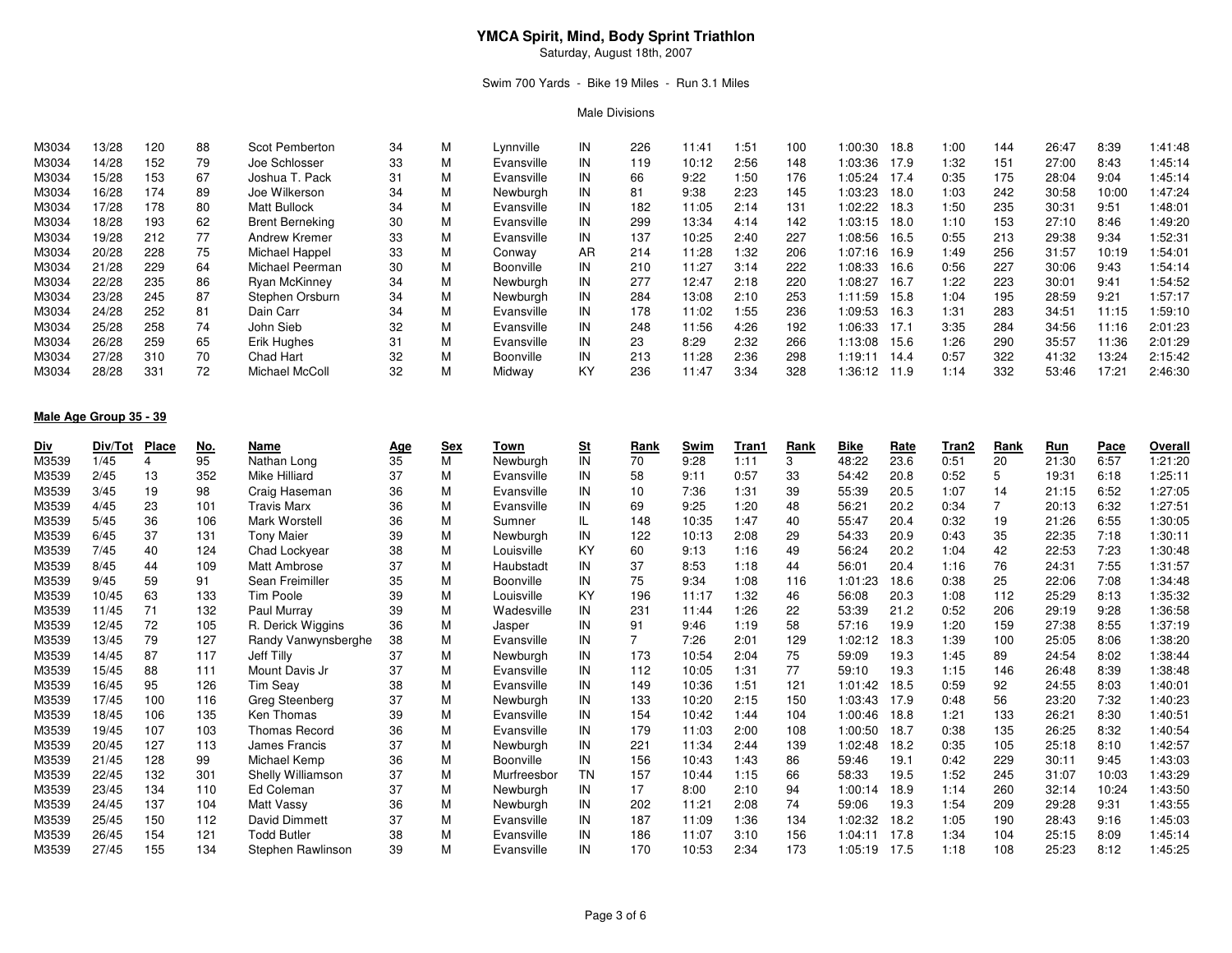# YMCA Spirit, Mind, Body Sprint Triathlon

Saturday, August 18th, 2007

Swim 700 Yards - Bike 19 Miles - Run 3.1 Miles

Male Divisions

| | | | | | | | | | | | | | | | | | | | | |
|---|---|---|---|---|---|---|---|---|---|---|---|---|---|---|---|---|---|---|---|---|
| M3034 | 13/28 | 120 | 88 | Scot Pemberton | 34 | M | Lynnville | IN | 226 | 11:41 | 1:51 | 100 | 1:00:30 | 18.8 | 1:00 | 144 | 26:47 | 8:39 | 1:41:48 |
| M3034 | 14/28 | 152 | 79 | Joe Schlosser | 33 | M | Evansville | IN | 119 | 10:12 | 2:56 | 148 | 1:03:36 | 17.9 | 1:32 | 151 | 27:00 | 8:43 | 1:45:14 |
| M3034 | 15/28 | 153 | 67 | Joshua T. Pack | 31 | M | Evansville | IN | 66 | 9:22 | 1:50 | 176 | 1:05:24 | 17.4 | 0:35 | 175 | 28:04 | 9:04 | 1:45:14 |
| M3034 | 16/28 | 174 | 89 | Joe Wilkerson | 34 | M | Newburgh | IN | 81 | 9:38 | 2:23 | 145 | 1:03:23 | 18.0 | 1:03 | 242 | 30:58 | 10:00 | 1:47:24 |
| M3034 | 17/28 | 178 | 80 | Matt Bullock | 34 | M | Evansville | IN | 182 | 11:05 | 2:14 | 131 | 1:02:22 | 18.3 | 1:50 | 235 | 30:31 | 9:51 | 1:48:01 |
| M3034 | 18/28 | 193 | 62 | Brent Berneking | 30 | M | Evansville | IN | 299 | 13:34 | 4:14 | 142 | 1:03:15 | 18.0 | 1:10 | 153 | 27:10 | 8:46 | 1:49:20 |
| M3034 | 19/28 | 212 | 77 | Andrew Kremer | 33 | M | Evansville | IN | 137 | 10:25 | 2:40 | 227 | 1:08:56 | 16.5 | 0:55 | 213 | 29:38 | 9:34 | 1:52:31 |
| M3034 | 20/28 | 228 | 75 | Michael Happel | 33 | M | Conway | AR | 214 | 11:28 | 1:32 | 206 | 1:07:16 | 16.9 | 1:49 | 256 | 31:57 | 10:19 | 1:54:01 |
| M3034 | 21/28 | 229 | 64 | Michael Peerman | 30 | M | Boonville | IN | 210 | 11:27 | 3:14 | 222 | 1:08:33 | 16.6 | 0:56 | 227 | 30:06 | 9:43 | 1:54:14 |
| M3034 | 22/28 | 235 | 86 | Ryan McKinney | 34 | M | Newburgh | IN | 277 | 12:47 | 2:18 | 220 | 1:08:27 | 16.7 | 1:22 | 223 | 30:01 | 9:41 | 1:54:52 |
| M3034 | 23/28 | 245 | 87 | Stephen Orsburn | 34 | M | Newburgh | IN | 284 | 13:08 | 2:10 | 253 | 1:11:59 | 15.8 | 1:04 | 195 | 28:59 | 9:21 | 1:57:17 |
| M3034 | 24/28 | 252 | 81 | Dain Carr | 34 | M | Evansville | IN | 178 | 11:02 | 1:55 | 236 | 1:09:53 | 16.3 | 1:31 | 283 | 34:51 | 11:15 | 1:59:10 |
| M3034 | 25/28 | 258 | 74 | John Sieb | 32 | M | Evansville | IN | 248 | 11:56 | 4:26 | 192 | 1:06:33 | 17.1 | 3:35 | 284 | 34:56 | 11:16 | 2:01:23 |
| M3034 | 26/28 | 259 | 65 | Erik Hughes | 31 | M | Evansville | IN | 23 | 8:29 | 2:32 | 266 | 1:13:08 | 15.6 | 1:26 | 290 | 35:57 | 11:36 | 2:01:29 |
| M3034 | 27/28 | 310 | 70 | Chad Hart | 32 | M | Boonville | IN | 213 | 11:28 | 2:36 | 298 | 1:19:11 | 14.4 | 0:57 | 322 | 41:32 | 13:24 | 2:15:42 |
| M3034 | 28/28 | 331 | 72 | Michael McColl | 32 | M | Midway | KY | 236 | 11:47 | 3:34 | 328 | 1:36:12 | 11.9 | 1:14 | 332 | 53:46 | 17:21 | 2:46:30 |

## Male Age Group 35 - 39

| Div | Div/Tot | Place | No. | Name | Age | Sex | Town | St | Rank | Swim | Tran1 | Rank | Bike | Rate | Tran2 | Rank | Run | Pace | Overall |
|---|---|---|---|---|---|---|---|---|---|---|---|---|---|---|---|---|---|---|---|
| M3539 | 1/45 | 4 | 95 | Nathan Long | 35 | M | Newburgh | IN | 70 | 9:28 | 1:11 | 3 | 48:22 | 23.6 | 0:51 | 20 | 21:30 | 6:57 | 1:21:20 |
| M3539 | 2/45 | 13 | 352 | Mike Hilliard | 37 | M | Evansville | IN | 58 | 9:11 | 0:57 | 33 | 54:42 | 20.8 | 0:52 | 5 | 19:31 | 6:18 | 1:25:11 |
| M3539 | 3/45 | 19 | 98 | Craig Haseman | 36 | M | Evansville | IN | 10 | 7:36 | 1:31 | 39 | 55:39 | 20.5 | 1:07 | 14 | 21:15 | 6:52 | 1:27:05 |
| M3539 | 4/45 | 23 | 101 | Travis Marx | 36 | M | Evansville | IN | 69 | 9:25 | 1:20 | 48 | 56:21 | 20.2 | 0:34 | 7 | 20:13 | 6:32 | 1:27:51 |
| M3539 | 5/45 | 36 | 106 | Mark Worstell | 36 | M | Sumner | IL | 148 | 10:35 | 1:47 | 40 | 55:47 | 20.4 | 0:32 | 19 | 21:26 | 6:55 | 1:30:05 |
| M3539 | 6/45 | 37 | 131 | Tony Maier | 39 | M | Newburgh | IN | 122 | 10:13 | 2:08 | 29 | 54:33 | 20.9 | 0:43 | 35 | 22:35 | 7:18 | 1:30:11 |
| M3539 | 7/45 | 40 | 124 | Chad Lockyear | 38 | M | Louisville | KY | 60 | 9:13 | 1:16 | 49 | 56:24 | 20.2 | 1:04 | 42 | 22:53 | 7:23 | 1:30:48 |
| M3539 | 8/45 | 44 | 109 | Matt Ambrose | 37 | M | Haubstadt | IN | 37 | 8:53 | 1:18 | 44 | 56:01 | 20.4 | 1:16 | 76 | 24:31 | 7:55 | 1:31:57 |
| M3539 | 9/45 | 59 | 91 | Sean Freimiller | 35 | M | Boonville | IN | 75 | 9:34 | 1:08 | 116 | 1:01:23 | 18.6 | 0:38 | 25 | 22:06 | 7:08 | 1:34:48 |
| M3539 | 10/45 | 63 | 133 | Tim Poole | 39 | M | Louisville | KY | 196 | 11:17 | 1:32 | 46 | 56:08 | 20.3 | 1:08 | 112 | 25:29 | 8:13 | 1:35:32 |
| M3539 | 11/45 | 71 | 132 | Paul Murray | 39 | M | Wadesville | IN | 231 | 11:44 | 1:26 | 22 | 53:39 | 21.2 | 0:52 | 206 | 29:19 | 9:28 | 1:36:58 |
| M3539 | 12/45 | 72 | 105 | R. Derick Wiggins | 36 | M | Jasper | IN | 91 | 9:46 | 1:19 | 58 | 57:16 | 19.9 | 1:20 | 159 | 27:38 | 8:55 | 1:37:19 |
| M3539 | 13/45 | 79 | 127 | Randy Vanwynsberghe | 38 | M | Evansville | IN | 7 | 7:26 | 2:01 | 129 | 1:02:12 | 18.3 | 1:39 | 100 | 25:05 | 8:06 | 1:38:20 |
| M3539 | 14/45 | 87 | 117 | Jeff Tilly | 37 | M | Newburgh | IN | 173 | 10:54 | 2:04 | 75 | 59:09 | 19.3 | 1:45 | 89 | 24:54 | 8:02 | 1:38:44 |
| M3539 | 15/45 | 88 | 111 | Mount Davis Jr | 37 | M | Evansville | IN | 112 | 10:05 | 1:31 | 77 | 59:10 | 19.3 | 1:15 | 146 | 26:48 | 8:39 | 1:38:48 |
| M3539 | 16/45 | 95 | 126 | Tim Seay | 38 | M | Evansville | IN | 149 | 10:36 | 1:51 | 121 | 1:01:42 | 18.5 | 0:59 | 92 | 24:55 | 8:03 | 1:40:01 |
| M3539 | 17/45 | 100 | 116 | Greg Steenberg | 37 | M | Newburgh | IN | 133 | 10:20 | 2:15 | 150 | 1:03:43 | 17.9 | 0:48 | 56 | 23:20 | 7:32 | 1:40:23 |
| M3539 | 18/45 | 106 | 135 | Ken Thomas | 39 | M | Evansville | IN | 154 | 10:42 | 1:44 | 104 | 1:00:46 | 18.8 | 1:21 | 133 | 26:21 | 8:30 | 1:40:51 |
| M3539 | 19/45 | 107 | 103 | Thomas Record | 36 | M | Evansville | IN | 179 | 11:03 | 2:00 | 108 | 1:00:50 | 18.7 | 0:38 | 135 | 26:25 | 8:32 | 1:40:54 |
| M3539 | 20/45 | 127 | 113 | James Francis | 37 | M | Newburgh | IN | 221 | 11:34 | 2:44 | 139 | 1:02:48 | 18.2 | 0:35 | 105 | 25:18 | 8:10 | 1:42:57 |
| M3539 | 21/45 | 128 | 99 | Michael Kemp | 36 | M | Boonville | IN | 156 | 10:43 | 1:43 | 86 | 59:46 | 19.1 | 0:42 | 229 | 30:11 | 9:45 | 1:43:03 |
| M3539 | 22/45 | 132 | 301 | Shelly Williamson | 37 | M | Murfreesbor | TN | 157 | 10:44 | 1:15 | 66 | 58:33 | 19.5 | 1:52 | 245 | 31:07 | 10:03 | 1:43:29 |
| M3539 | 23/45 | 134 | 110 | Ed Coleman | 37 | M | Newburgh | IN | 17 | 8:00 | 2:10 | 94 | 1:00:14 | 18.9 | 1:14 | 260 | 32:14 | 10:24 | 1:43:50 |
| M3539 | 24/45 | 137 | 104 | Matt Vassy | 36 | M | Newburgh | IN | 202 | 11:21 | 2:08 | 74 | 59:06 | 19.3 | 1:54 | 209 | 29:28 | 9:31 | 1:43:55 |
| M3539 | 25/45 | 150 | 112 | David Dimmett | 37 | M | Evansville | IN | 187 | 11:09 | 1:36 | 134 | 1:02:32 | 18.2 | 1:05 | 190 | 28:43 | 9:16 | 1:45:03 |
| M3539 | 26/45 | 154 | 121 | Todd Butler | 38 | M | Evansville | IN | 186 | 11:07 | 3:10 | 156 | 1:04:11 | 17.8 | 1:34 | 104 | 25:15 | 8:09 | 1:45:14 |
| M3539 | 27/45 | 155 | 134 | Stephen Rawlinson | 39 | M | Evansville | IN | 170 | 10:53 | 2:34 | 173 | 1:05:19 | 17.5 | 1:18 | 108 | 25:23 | 8:12 | 1:45:25 |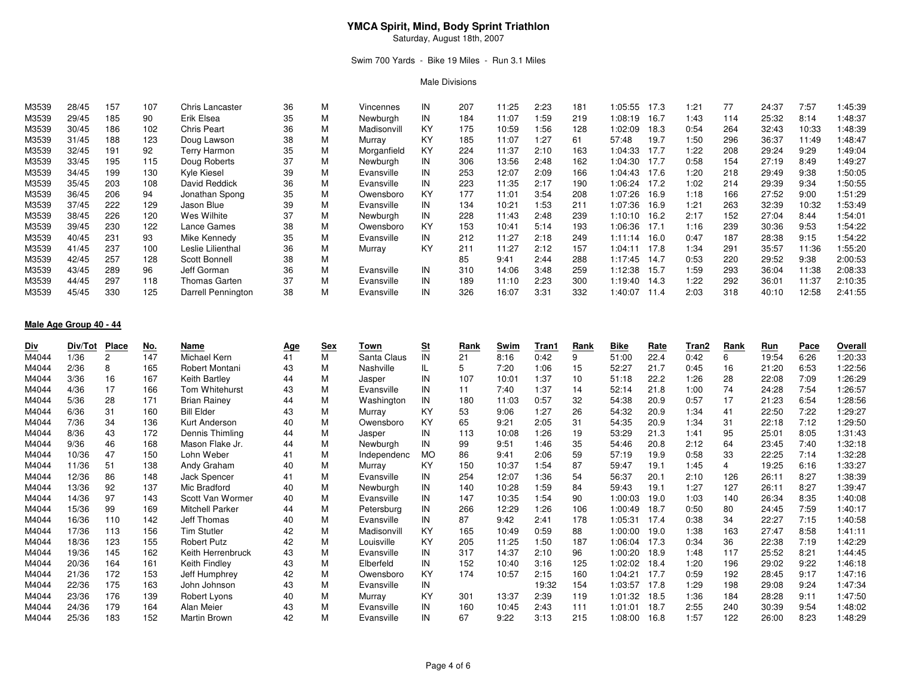# YMCA Spirit, Mind, Body Sprint Triathlon

Saturday, August 18th, 2007

Swim 700 Yards - Bike 19 Miles - Run 3.1 Miles

Male Divisions

| | | | | | | | | | | | | | | | | | | | | |
|---|---|---|---|---|---|---|---|---|---|---|---|---|---|---|---|---|---|---|---|---|
| M3539 | 28/45 | 157 | 107 | Chris Lancaster | 36 | M | Vincennes | IN | 207 | 11:25 | 2:23 | 181 | 1:05:55 | 17.3 | 1:21 | 77 | 24:37 | 7:57 | 1:45:39 |
| M3539 | 29/45 | 185 | 90 | Erik Elsea | 35 | M | Newburgh | IN | 184 | 11:07 | 1:59 | 219 | 1:08:19 | 16.7 | 1:43 | 114 | 25:32 | 8:14 | 1:48:37 |
| M3539 | 30/45 | 186 | 102 | Chris Peart | 36 | M | Madisonvill | KY | 175 | 10:59 | 1:56 | 128 | 1:02:09 | 18.3 | 0:54 | 264 | 32:43 | 10:33 | 1:48:39 |
| M3539 | 31/45 | 188 | 123 | Doug Lawson | 38 | M | Murray | KY | 185 | 11:07 | 1:27 | 61 | 57:48 | 19.7 | 1:50 | 296 | 36:37 | 11:49 | 1:48:47 |
| M3539 | 32/45 | 191 | 92 | Terry Harmon | 35 | M | Morganfield | KY | 224 | 11:37 | 2:10 | 163 | 1:04:33 | 17.7 | 1:22 | 208 | 29:24 | 9:29 | 1:49:04 |
| M3539 | 33/45 | 195 | 115 | Doug Roberts | 37 | M | Newburgh | IN | 306 | 13:56 | 2:48 | 162 | 1:04:30 | 17.7 | 0:58 | 154 | 27:19 | 8:49 | 1:49:27 |
| M3539 | 34/45 | 199 | 130 | Kyle Kiesel | 39 | M | Evansville | IN | 253 | 12:07 | 2:09 | 166 | 1:04:43 | 17.6 | 1:20 | 218 | 29:49 | 9:38 | 1:50:05 |
| M3539 | 35/45 | 203 | 108 | David Reddick | 36 | M | Evansville | IN | 223 | 11:35 | 2:17 | 190 | 1:06:24 | 17.2 | 1:02 | 214 | 29:39 | 9:34 | 1:50:55 |
| M3539 | 36/45 | 206 | 94 | Jonathan Spong | 35 | M | Owensboro | KY | 177 | 11:01 | 3:54 | 208 | 1:07:26 | 16.9 | 1:18 | 166 | 27:52 | 9:00 | 1:51:29 |
| M3539 | 37/45 | 222 | 129 | Jason Blue | 39 | M | Evansville | IN | 134 | 10:21 | 1:53 | 211 | 1:07:36 | 16.9 | 1:21 | 263 | 32:39 | 10:32 | 1:53:49 |
| M3539 | 38/45 | 226 | 120 | Wes Wilhite | 37 | M | Newburgh | IN | 228 | 11:43 | 2:48 | 239 | 1:10:10 | 16.2 | 2:17 | 152 | 27:04 | 8:44 | 1:54:01 |
| M3539 | 39/45 | 230 | 122 | Lance Games | 38 | M | Owensboro | KY | 153 | 10:41 | 5:14 | 193 | 1:06:36 | 17.1 | 1:16 | 239 | 30:36 | 9:53 | 1:54:22 |
| M3539 | 40/45 | 231 | 93 | Mike Kennedy | 35 | M | Evansville | IN | 212 | 11:27 | 2:18 | 249 | 1:11:14 | 16.0 | 0:47 | 187 | 28:38 | 9:15 | 1:54:22 |
| M3539 | 41/45 | 237 | 100 | Leslie Lilienthal | 36 | M | Murray | KY | 211 | 11:27 | 2:12 | 157 | 1:04:11 | 17.8 | 1:34 | 291 | 35:57 | 11:36 | 1:55:20 |
| M3539 | 42/45 | 257 | 128 | Scott Bonnell | 38 | M | | | 85 | 9:41 | 2:44 | 288 | 1:17:45 | 14.7 | 0:53 | 220 | 29:52 | 9:38 | 2:00:53 |
| M3539 | 43/45 | 289 | 96 | Jeff Gorman | 36 | M | Evansville | IN | 310 | 14:06 | 3:48 | 259 | 1:12:38 | 15.7 | 1:59 | 293 | 36:04 | 11:38 | 2:08:33 |
| M3539 | 44/45 | 297 | 118 | Thomas Garten | 37 | M | Evansville | IN | 189 | 11:10 | 2:23 | 300 | 1:19:40 | 14.3 | 1:22 | 292 | 36:01 | 11:37 | 2:10:35 |
| M3539 | 45/45 | 330 | 125 | Darrell Pennington | 38 | M | Evansville | IN | 326 | 16:07 | 3:31 | 332 | 1:40:07 | 11.4 | 2:03 | 318 | 40:10 | 12:58 | 2:41:55 |

**Male Age Group 40 - 44**

| Div | Div/Tot | Place | No. | Name | Age | Sex | Town | St | Rank | Swim | Tran1 | Rank | Bike | Rate | Tran2 | Rank | Run | Pace | Overall |
|---|---|---|---|---|---|---|---|---|---|---|---|---|---|---|---|---|---|---|---|
| M4044 | 1/36 | 2 | 147 | Michael Kern | 41 | M | Santa Claus | IN | 21 | 8:16 | 0:42 | 9 | 51:00 | 22.4 | 0:42 | 6 | 19:54 | 6:26 | 1:20:33 |
| M4044 | 2/36 | 8 | 165 | Robert Montani | 43 | M | Nashville | IL | 5 | 7:20 | 1:06 | 15 | 52:27 | 21.7 | 0:45 | 16 | 21:20 | 6:53 | 1:22:56 |
| M4044 | 3/36 | 16 | 167 | Keith Bartley | 44 | M | Jasper | IN | 107 | 10:01 | 1:37 | 10 | 51:18 | 22.2 | 1:26 | 28 | 22:08 | 7:09 | 1:26:29 |
| M4044 | 4/36 | 17 | 166 | Tom Whitehurst | 43 | M | Evansville | IN | 11 | 7:40 | 1:37 | 14 | 52:14 | 21.8 | 1:00 | 74 | 24:28 | 7:54 | 1:26:57 |
| M4044 | 5/36 | 28 | 171 | Brian Rainey | 44 | M | Washington | IN | 180 | 11:03 | 0:57 | 32 | 54:38 | 20.9 | 0:57 | 17 | 21:23 | 6:54 | 1:28:56 |
| M4044 | 6/36 | 31 | 160 | Bill Elder | 43 | M | Murray | KY | 53 | 9:06 | 1:27 | 26 | 54:32 | 20.9 | 1:34 | 41 | 22:50 | 7:22 | 1:29:27 |
| M4044 | 7/36 | 34 | 136 | Kurt Anderson | 40 | M | Owensboro | KY | 65 | 9:21 | 2:05 | 31 | 54:35 | 20.9 | 1:34 | 31 | 22:18 | 7:12 | 1:29:50 |
| M4044 | 8/36 | 43 | 172 | Dennis Thimling | 44 | M | Jasper | IN | 113 | 10:08 | 1:26 | 19 | 53:29 | 21.3 | 1:41 | 95 | 25:01 | 8:05 | 1:31:43 |
| M4044 | 9/36 | 46 | 168 | Mason Flake Jr. | 44 | M | Newburgh | IN | 99 | 9:51 | 1:46 | 35 | 54:46 | 20.8 | 2:12 | 64 | 23:45 | 7:40 | 1:32:18 |
| M4044 | 10/36 | 47 | 150 | Lohn Weber | 41 | M | Independenc | MO | 86 | 9:41 | 2:06 | 59 | 57:19 | 19.9 | 0:58 | 33 | 22:25 | 7:14 | 1:32:28 |
| M4044 | 11/36 | 51 | 138 | Andy Graham | 40 | M | Murray | KY | 150 | 10:37 | 1:54 | 87 | 59:47 | 19.1 | 1:45 | 4 | 19:25 | 6:16 | 1:33:27 |
| M4044 | 12/36 | 86 | 148 | Jack Spencer | 41 | M | Evansville | IN | 254 | 12:07 | 1:36 | 54 | 56:37 | 20.1 | 2:10 | 126 | 26:11 | 8:27 | 1:38:39 |
| M4044 | 13/36 | 92 | 137 | Mic Bradford | 40 | M | Newburgh | IN | 140 | 10:28 | 1:59 | 84 | 59:43 | 19.1 | 1:27 | 127 | 26:11 | 8:27 | 1:39:47 |
| M4044 | 14/36 | 97 | 143 | Scott Van Wormer | 40 | M | Evansville | IN | 147 | 10:35 | 1:54 | 90 | 1:00:03 | 19.0 | 1:03 | 140 | 26:34 | 8:35 | 1:40:08 |
| M4044 | 15/36 | 99 | 169 | Mitchell Parker | 44 | M | Petersburg | IN | 266 | 12:29 | 1:26 | 106 | 1:00:49 | 18.7 | 0:50 | 80 | 24:45 | 7:59 | 1:40:17 |
| M4044 | 16/36 | 110 | 142 | Jeff Thomas | 40 | M | Evansville | IN | 87 | 9:42 | 2:41 | 178 | 1:05:31 | 17.4 | 0:38 | 34 | 22:27 | 7:15 | 1:40:58 |
| M4044 | 17/36 | 113 | 156 | Tim Stutler | 42 | M | Madisonvill | KY | 165 | 10:49 | 0:59 | 88 | 1:00:00 | 19.0 | 1:38 | 163 | 27:47 | 8:58 | 1:41:11 |
| M4044 | 18/36 | 123 | 155 | Robert Putz | 42 | M | Louisville | KY | 205 | 11:25 | 1:50 | 187 | 1:06:04 | 17.3 | 0:34 | 36 | 22:38 | 7:19 | 1:42:29 |
| M4044 | 19/36 | 145 | 162 | Keith Herrenbruck | 43 | M | Evansville | IN | 317 | 14:37 | 2:10 | 96 | 1:00:20 | 18.9 | 1:48 | 117 | 25:52 | 8:21 | 1:44:45 |
| M4044 | 20/36 | 164 | 161 | Keith Findley | 43 | M | Elberfeld | IN | 152 | 10:40 | 3:16 | 125 | 1:02:02 | 18.4 | 1:20 | 196 | 29:02 | 9:22 | 1:46:18 |
| M4044 | 21/36 | 172 | 153 | Jeff Humphrey | 42 | M | Owensboro | KY | 174 | 10:57 | 2:15 | 160 | 1:04:21 | 17.7 | 0:59 | 192 | 28:45 | 9:17 | 1:47:16 |
| M4044 | 22/36 | 175 | 163 | John Johnson | 43 | M | Evansville | IN | | | 19:32 | 154 | 1:03:57 | 17.8 | 1:29 | 198 | 29:08 | 9:24 | 1:47:34 |
| M4044 | 23/36 | 176 | 139 | Robert Lyons | 40 | M | Murray | KY | 301 | 13:37 | 2:39 | 119 | 1:01:32 | 18.5 | 1:36 | 184 | 28:28 | 9:11 | 1:47:50 |
| M4044 | 24/36 | 179 | 164 | Alan Meier | 43 | M | Evansville | IN | 160 | 10:45 | 2:43 | 111 | 1:01:01 | 18.7 | 2:55 | 240 | 30:39 | 9:54 | 1:48:02 |
| M4044 | 25/36 | 183 | 152 | Martin Brown | 42 | M | Evansville | IN | 67 | 9:22 | 3:13 | 215 | 1:08:00 | 16.8 | 1:57 | 122 | 26:00 | 8:23 | 1:48:29 |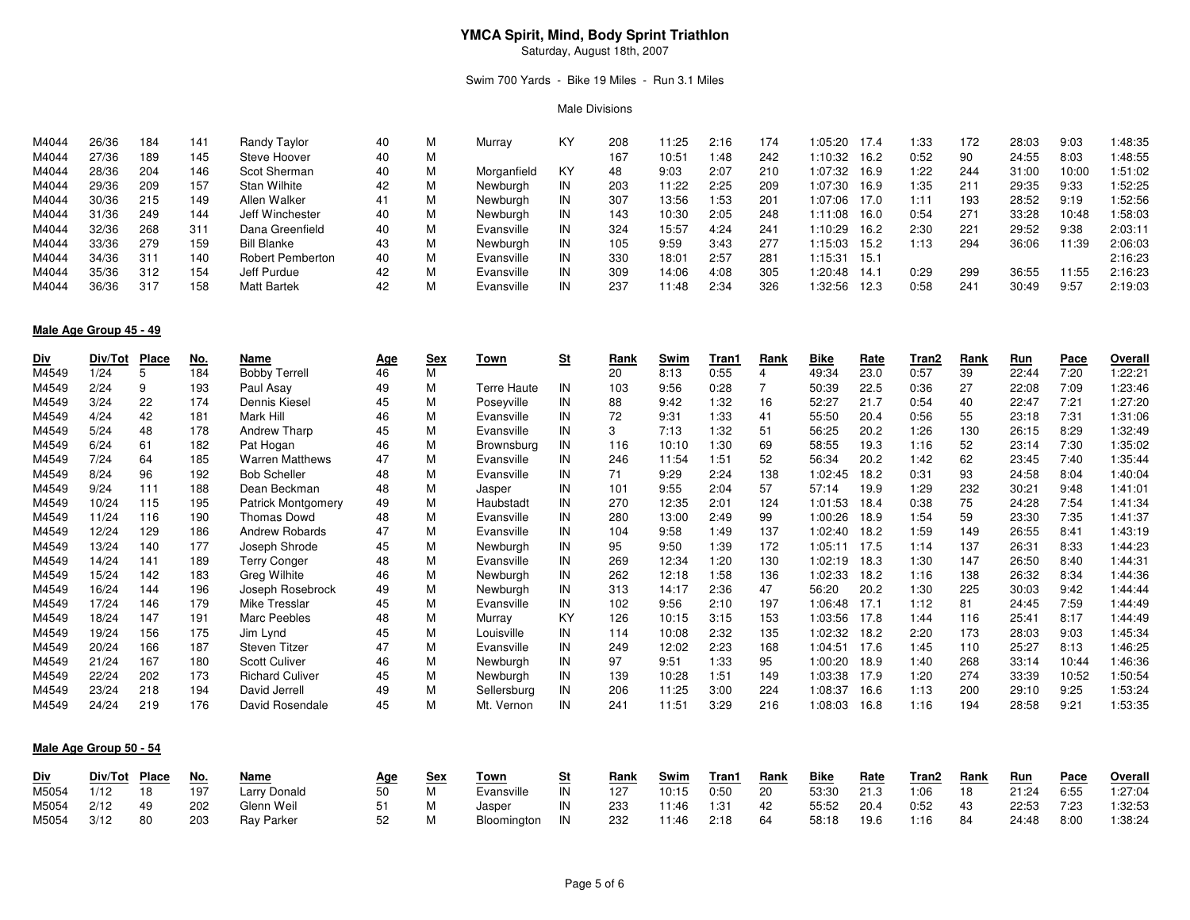# YMCA Spirit, Mind, Body Sprint Triathlon

Saturday, August 18th, 2007

Swim 700 Yards - Bike 19 Miles - Run 3.1 Miles

Male Divisions

| | | | | | | | | | | | | | | | | | | | | |
|---|---|---|---|---|---|---|---|---|---|---|---|---|---|---|---|---|---|---|---|---|
| M4044 | 26/36 | 184 | 141 | Randy Taylor | 40 | M | Murray | KY | 208 | 11:25 | 2:16 | 174 | 1:05:20 | 17.4 | 1:33 | 172 | 28:03 | 9:03 | 1:48:35 |
| M4044 | 27/36 | 189 | 145 | Steve Hoover | 40 | M | | | 167 | 10:51 | 1:48 | 242 | 1:10:32 | 16.2 | 0:52 | 90 | 24:55 | 8:03 | 1:48:55 |
| M4044 | 28/36 | 204 | 146 | Scot Sherman | 40 | M | Morganfield | KY | 48 | 9:03 | 2:07 | 210 | 1:07:32 | 16.9 | 1:22 | 244 | 31:00 | 10:00 | 1:51:02 |
| M4044 | 29/36 | 209 | 157 | Stan Wilhite | 42 | M | Newburgh | IN | 203 | 11:22 | 2:25 | 209 | 1:07:30 | 16.9 | 1:35 | 211 | 29:35 | 9:33 | 1:52:25 |
| M4044 | 30/36 | 215 | 149 | Allen Walker | 41 | M | Newburgh | IN | 307 | 13:56 | 1:53 | 201 | 1:07:06 | 17.0 | 1:11 | 193 | 28:52 | 9:19 | 1:52:56 |
| M4044 | 31/36 | 249 | 144 | Jeff Winchester | 40 | M | Newburgh | IN | 143 | 10:30 | 2:05 | 248 | 1:11:08 | 16.0 | 0:54 | 271 | 33:28 | 10:48 | 1:58:03 |
| M4044 | 32/36 | 268 | 311 | Dana Greenfield | 40 | M | Evansville | IN | 324 | 15:57 | 4:24 | 241 | 1:10:29 | 16.2 | 2:30 | 221 | 29:52 | 9:38 | 2:03:11 |
| M4044 | 33/36 | 279 | 159 | Bill Blanke | 43 | M | Newburgh | IN | 105 | 9:59 | 3:43 | 277 | 1:15:03 | 15.2 | 1:13 | 294 | 36:06 | 11:39 | 2:06:03 |
| M4044 | 34/36 | 311 | 140 | Robert Pemberton | 40 | M | Evansville | IN | 330 | 18:01 | 2:57 | 281 | 1:15:31 | 15.1 | | | | | 2:16:23 |
| M4044 | 35/36 | 312 | 154 | Jeff Purdue | 42 | M | Evansville | IN | 309 | 14:06 | 4:08 | 305 | 1:20:48 | 14.1 | 0:29 | 299 | 36:55 | 11:55 | 2:16:23 |
| M4044 | 36/36 | 317 | 158 | Matt Bartek | 42 | M | Evansville | IN | 237 | 11:48 | 2:34 | 326 | 1:32:56 | 12.3 | 0:58 | 241 | 30:49 | 9:57 | 2:19:03 |

## Male Age Group 45 - 49

| Div | Div/Tot | Place | No. | Name | Age | Sex | Town | St | Rank | Swim | Tran1 | Rank | Bike | Rate | Tran2 | Rank | Run | Pace | Overall |
|---|---|---|---|---|---|---|---|---|---|---|---|---|---|---|---|---|---|---|---|
| M4549 | 1/24 | 5 | 184 | Bobby Terrell | 46 | M | | | 20 | 8:13 | 0:55 | 4 | 49:34 | 23.0 | 0:57 | 39 | 22:44 | 7:20 | 1:22:21 |
| M4549 | 2/24 | 9 | 193 | Paul Asay | 49 | M | Terre Haute | IN | 103 | 9:56 | 0:28 | 7 | 50:39 | 22.5 | 0:36 | 27 | 22:08 | 7:09 | 1:23:46 |
| M4549 | 3/24 | 22 | 174 | Dennis Kiesel | 45 | M | Poseyville | IN | 88 | 9:42 | 1:32 | 16 | 52:27 | 21.7 | 0:54 | 40 | 22:47 | 7:21 | 1:27:20 |
| M4549 | 4/24 | 42 | 181 | Mark Hill | 46 | M | Evansville | IN | 72 | 9:31 | 1:33 | 41 | 55:50 | 20.4 | 0:56 | 55 | 23:18 | 7:31 | 1:31:06 |
| M4549 | 5/24 | 48 | 178 | Andrew Tharp | 45 | M | Evansville | IN | 3 | 7:13 | 1:32 | 51 | 56:25 | 20.2 | 1:26 | 130 | 26:15 | 8:29 | 1:32:49 |
| M4549 | 6/24 | 61 | 182 | Pat Hogan | 46 | M | Brownsburg | IN | 116 | 10:10 | 1:30 | 69 | 58:55 | 19.3 | 1:16 | 52 | 23:14 | 7:30 | 1:35:02 |
| M4549 | 7/24 | 64 | 185 | Warren Matthews | 47 | M | Evansville | IN | 246 | 11:54 | 1:51 | 52 | 56:34 | 20.2 | 1:42 | 62 | 23:45 | 7:40 | 1:35:44 |
| M4549 | 8/24 | 96 | 192 | Bob Scheller | 48 | M | Evansville | IN | 71 | 9:29 | 2:24 | 138 | 1:02:45 | 18.2 | 0:31 | 93 | 24:58 | 8:04 | 1:40:04 |
| M4549 | 9/24 | 111 | 188 | Dean Beckman | 48 | M | Jasper | IN | 101 | 9:55 | 2:04 | 57 | 57:14 | 19.9 | 1:29 | 232 | 30:21 | 9:48 | 1:41:01 |
| M4549 | 10/24 | 115 | 195 | Patrick Montgomery | 49 | M | Haubstadt | IN | 270 | 12:35 | 2:01 | 124 | 1:01:53 | 18.4 | 0:38 | 75 | 24:28 | 7:54 | 1:41:34 |
| M4549 | 11/24 | 116 | 190 | Thomas Dowd | 48 | M | Evansville | IN | 280 | 13:00 | 2:49 | 99 | 1:00:26 | 18.9 | 1:54 | 59 | 23:30 | 7:35 | 1:41:37 |
| M4549 | 12/24 | 129 | 186 | Andrew Robards | 47 | M | Evansville | IN | 104 | 9:58 | 1:49 | 137 | 1:02:40 | 18.2 | 1:59 | 149 | 26:55 | 8:41 | 1:43:19 |
| M4549 | 13/24 | 140 | 177 | Joseph Shrode | 45 | M | Newburgh | IN | 95 | 9:50 | 1:39 | 172 | 1:05:11 | 17.5 | 1:14 | 137 | 26:31 | 8:33 | 1:44:23 |
| M4549 | 14/24 | 141 | 189 | Terry Conger | 48 | M | Evansville | IN | 269 | 12:34 | 1:20 | 130 | 1:02:19 | 18.3 | 1:30 | 147 | 26:50 | 8:40 | 1:44:31 |
| M4549 | 15/24 | 142 | 183 | Greg Wilhite | 46 | M | Newburgh | IN | 262 | 12:18 | 1:58 | 136 | 1:02:33 | 18.2 | 1:16 | 138 | 26:32 | 8:34 | 1:44:36 |
| M4549 | 16/24 | 144 | 196 | Joseph Rosebrock | 49 | M | Newburgh | IN | 313 | 14:17 | 2:36 | 47 | 56:20 | 20.2 | 1:30 | 225 | 30:03 | 9:42 | 1:44:44 |
| M4549 | 17/24 | 146 | 179 | Mike Tresslar | 45 | M | Evansville | IN | 102 | 9:56 | 2:10 | 197 | 1:06:48 | 17.1 | 1:12 | 81 | 24:45 | 7:59 | 1:44:49 |
| M4549 | 18/24 | 147 | 191 | Marc Peebles | 48 | M | Murray | KY | 126 | 10:15 | 3:15 | 153 | 1:03:56 | 17.8 | 1:44 | 116 | 25:41 | 8:17 | 1:44:49 |
| M4549 | 19/24 | 156 | 175 | Jim Lynd | 45 | M | Louisville | IN | 114 | 10:08 | 2:32 | 135 | 1:02:32 | 18.2 | 2:20 | 173 | 28:03 | 9:03 | 1:45:34 |
| M4549 | 20/24 | 166 | 187 | Steven Titzer | 47 | M | Evansville | IN | 249 | 12:02 | 2:23 | 168 | 1:04:51 | 17.6 | 1:45 | 110 | 25:27 | 8:13 | 1:46:25 |
| M4549 | 21/24 | 167 | 180 | Scott Culiver | 46 | M | Newburgh | IN | 97 | 9:51 | 1:33 | 95 | 1:00:20 | 18.9 | 1:40 | 268 | 33:14 | 10:44 | 1:46:36 |
| M4549 | 22/24 | 202 | 173 | Richard Culiver | 45 | M | Newburgh | IN | 139 | 10:28 | 1:51 | 149 | 1:03:38 | 17.9 | 1:20 | 274 | 33:39 | 10:52 | 1:50:54 |
| M4549 | 23/24 | 218 | 194 | David Jerrell | 49 | M | Sellersburg | IN | 206 | 11:25 | 3:00 | 224 | 1:08:37 | 16.6 | 1:13 | 200 | 29:10 | 9:25 | 1:53:24 |
| M4549 | 24/24 | 219 | 176 | David Rosendale | 45 | M | Mt. Vernon | IN | 241 | 11:51 | 3:29 | 216 | 1:08:03 | 16.8 | 1:16 | 194 | 28:58 | 9:21 | 1:53:35 |

## Male Age Group 50 - 54

| Div | Div/Tot | Place | No. | Name | Age | Sex | Town | St | Rank | Swim | Tran1 | Rank | Bike | Rate | Tran2 | Rank | Run | Pace | Overall |
|---|---|---|---|---|---|---|---|---|---|---|---|---|---|---|---|---|---|---|---|
| M5054 | 1/12 | 18 | 197 | Larry Donald | 50 | M | Evansville | IN | 127 | 10:15 | 0:50 | 20 | 53:30 | 21.3 | 1:06 | 18 | 21:24 | 6:55 | 1:27:04 |
| M5054 | 2/12 | 49 | 202 | Glenn Weil | 51 | M | Jasper | IN | 233 | 11:46 | 1:31 | 42 | 55:52 | 20.4 | 0:52 | 43 | 22:53 | 7:23 | 1:32:53 |
| M5054 | 3/12 | 80 | 203 | Ray Parker | 52 | M | Bloomington | IN | 232 | 11:46 | 2:18 | 64 | 58:18 | 19.6 | 1:16 | 84 | 24:48 | 8:00 | 1:38:24 |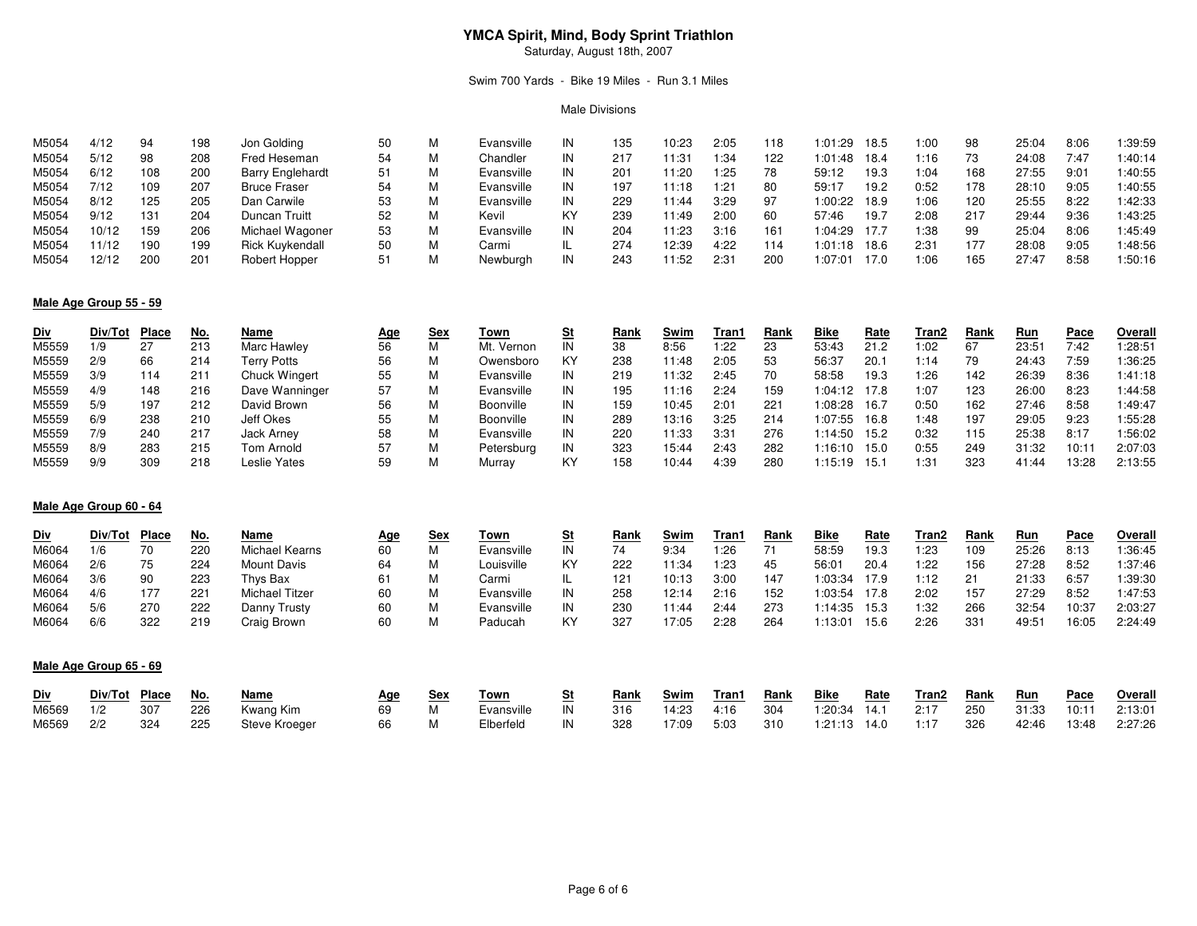# YMCA Spirit, Mind, Body Sprint Triathlon

Saturday, August 18th, 2007

Swim 700 Yards - Bike 19 Miles - Run 3.1 Miles

Male Divisions

| | | | | | | | | | | | | | | | | | | | | |
|---|---|---|---|---|---|---|---|---|---|---|---|---|---|---|---|---|---|---|---|---|
| M5054 | 4/12 | 94 | 198 | Jon Golding | 50 | M | Evansville | IN | 135 | 10:23 | 2:05 | 118 | 1:01:29 | 18.5 | 1:00 | 98 | 25:04 | 8:06 | 1:39:59 |
| M5054 | 5/12 | 98 | 208 | Fred Heseman | 54 | M | Chandler | IN | 217 | 11:31 | 1:34 | 122 | 1:01:48 | 18.4 | 1:16 | 73 | 24:08 | 7:47 | 1:40:14 |
| M5054 | 6/12 | 108 | 200 | Barry Englehardt | 51 | M | Evansville | IN | 201 | 11:20 | 1:25 | 78 | 59:12 | 19.3 | 1:04 | 168 | 27:55 | 9:01 | 1:40:55 |
| M5054 | 7/12 | 109 | 207 | Bruce Fraser | 54 | M | Evansville | IN | 197 | 11:18 | 1:21 | 80 | 59:17 | 19.2 | 0:52 | 178 | 28:10 | 9:05 | 1:40:55 |
| M5054 | 8/12 | 125 | 205 | Dan Carwile | 53 | M | Evansville | IN | 229 | 11:44 | 3:29 | 97 | 1:00:22 | 18.9 | 1:06 | 120 | 25:55 | 8:22 | 1:42:33 |
| M5054 | 9/12 | 131 | 204 | Duncan Truitt | 52 | M | Kevil | KY | 239 | 11:49 | 2:00 | 60 | 57:46 | 19.7 | 2:08 | 217 | 29:44 | 9:36 | 1:43:25 |
| M5054 | 10/12 | 159 | 206 | Michael Wagoner | 53 | M | Evansville | IN | 204 | 11:23 | 3:16 | 161 | 1:04:29 | 17.7 | 1:38 | 99 | 25:04 | 8:06 | 1:45:49 |
| M5054 | 11/12 | 190 | 199 | Rick Kuykendall | 50 | M | Carmi | IL | 274 | 12:39 | 4:22 | 114 | 1:01:18 | 18.6 | 2:31 | 177 | 28:08 | 9:05 | 1:48:56 |
| M5054 | 12/12 | 200 | 201 | Robert Hopper | 51 | M | Newburgh | IN | 243 | 11:52 | 2:31 | 200 | 1:07:01 | 17.0 | 1:06 | 165 | 27:47 | 8:58 | 1:50:16 |

**Male Age Group 55 - 59**

| Div | Div/Tot | Place | No. | Name | Age | Sex | Town | St | Rank | Swim | Tran1 | Rank | Bike | Rate | Tran2 | Rank | Run | Pace | Overall |
|---|---|---|---|---|---|---|---|---|---|---|---|---|---|---|---|---|---|---|---|
| M5559 | 1/9 | 27 | 213 | Marc Hawley | 56 | M | Mt. Vernon | IN | 38 | 8:56 | 1:22 | 23 | 53:43 | 21.2 | 1:02 | 67 | 23:51 | 7:42 | 1:28:51 |
| M5559 | 2/9 | 66 | 214 | Terry Potts | 56 | M | Owensboro | KY | 238 | 11:48 | 2:05 | 53 | 56:37 | 20.1 | 1:14 | 79 | 24:43 | 7:59 | 1:36:25 |
| M5559 | 3/9 | 114 | 211 | Chuck Wingert | 55 | M | Evansville | IN | 219 | 11:32 | 2:45 | 70 | 58:58 | 19.3 | 1:26 | 142 | 26:39 | 8:36 | 1:41:18 |
| M5559 | 4/9 | 148 | 216 | Dave Wanninger | 57 | M | Evansville | IN | 195 | 11:16 | 2:24 | 159 | 1:04:12 | 17.8 | 1:07 | 123 | 26:00 | 8:23 | 1:44:58 |
| M5559 | 5/9 | 197 | 212 | David Brown | 56 | M | Boonville | IN | 159 | 10:45 | 2:01 | 221 | 1:08:28 | 16.7 | 0:50 | 162 | 27:46 | 8:58 | 1:49:47 |
| M5559 | 6/9 | 238 | 210 | Jeff Okes | 55 | M | Boonville | IN | 289 | 13:16 | 3:25 | 214 | 1:07:55 | 16.8 | 1:48 | 197 | 29:05 | 9:23 | 1:55:28 |
| M5559 | 7/9 | 240 | 217 | Jack Arney | 58 | M | Evansville | IN | 220 | 11:33 | 3:31 | 276 | 1:14:50 | 15.2 | 0:32 | 115 | 25:38 | 8:17 | 1:56:02 |
| M5559 | 8/9 | 283 | 215 | Tom Arnold | 57 | M | Petersburg | IN | 323 | 15:44 | 2:43 | 282 | 1:16:10 | 15.0 | 0:55 | 249 | 31:32 | 10:11 | 2:07:03 |
| M5559 | 9/9 | 309 | 218 | Leslie Yates | 59 | M | Murray | KY | 158 | 10:44 | 4:39 | 280 | 1:15:19 | 15.1 | 1:31 | 323 | 41:44 | 13:28 | 2:13:55 |

**Male Age Group 60 - 64**

| Div | Div/Tot | Place | No. | Name | Age | Sex | Town | St | Rank | Swim | Tran1 | Rank | Bike | Rate | Tran2 | Rank | Run | Pace | Overall |
|---|---|---|---|---|---|---|---|---|---|---|---|---|---|---|---|---|---|---|---|
| M6064 | 1/6 | 70 | 220 | Michael Kearns | 60 | M | Evansville | IN | 74 | 9:34 | 1:26 | 71 | 58:59 | 19.3 | 1:23 | 109 | 25:26 | 8:13 | 1:36:45 |
| M6064 | 2/6 | 75 | 224 | Mount Davis | 64 | M | Louisville | KY | 222 | 11:34 | 1:23 | 45 | 56:01 | 20.4 | 1:22 | 156 | 27:28 | 8:52 | 1:37:46 |
| M6064 | 3/6 | 90 | 223 | Thys Bax | 61 | M | Carmi | IL | 121 | 10:13 | 3:00 | 147 | 1:03:34 | 17.9 | 1:12 | 21 | 21:33 | 6:57 | 1:39:30 |
| M6064 | 4/6 | 177 | 221 | Michael Titzer | 60 | M | Evansville | IN | 258 | 12:14 | 2:16 | 152 | 1:03:54 | 17.8 | 2:02 | 157 | 27:29 | 8:52 | 1:47:53 |
| M6064 | 5/6 | 270 | 222 | Danny Trusty | 60 | M | Evansville | IN | 230 | 11:44 | 2:44 | 273 | 1:14:35 | 15.3 | 1:32 | 266 | 32:54 | 10:37 | 2:03:27 |
| M6064 | 6/6 | 322 | 219 | Craig Brown | 60 | M | Paducah | KY | 327 | 17:05 | 2:28 | 264 | 1:13:01 | 15.6 | 2:26 | 331 | 49:51 | 16:05 | 2:24:49 |

**Male Age Group 65 - 69**

| Div | Div/Tot | Place | No. | Name | Age | Sex | Town | St | Rank | Swim | Tran1 | Rank | Bike | Rate | Tran2 | Rank | Run | Pace | Overall |
|---|---|---|---|---|---|---|---|---|---|---|---|---|---|---|---|---|---|---|---|
| M6569 | 1/2 | 307 | 226 | Kwang Kim | 69 | M | Evansville | IN | 316 | 14:23 | 4:16 | 304 | 1:20:34 | 14.1 | 2:17 | 250 | 31:33 | 10:11 | 2:13:01 |
| M6569 | 2/2 | 324 | 225 | Steve Kroeger | 66 | M | Elberfeld | IN | 328 | 17:09 | 5:03 | 310 | 1:21:13 | 14.0 | 1:17 | 326 | 42:46 | 13:48 | 2:27:26 |